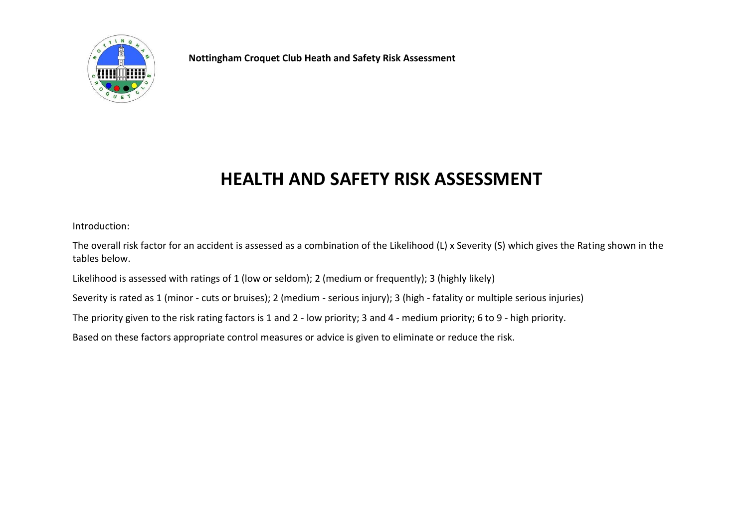**Nottingham Croquet Club Heath and Safety Risk Assessment**

# HEALTH AND SAFETY RISK ASSESSMENT

Introduction:

The overall risk factor for an accident is assessed as a combination of the Likelihood (L) x Severity (S) which gives the Rating shown in the tables below.

Likelihood is assessed with ratings of 1 (low or seldom); 2 (medium or frequently); 3 (highly likely)

Severity is rated as 1 (minor - cuts or bruises); 2 (medium - serious injury); 3 (high - fatality or multiple serious injuries)

The priority given to the risk rating factors is 1 and 2 - low priority; 3 and 4 - medium priority; 6 to 9 - high priority.

Based on these factors appropriate control measures or advice is given to eliminate or reduce the risk.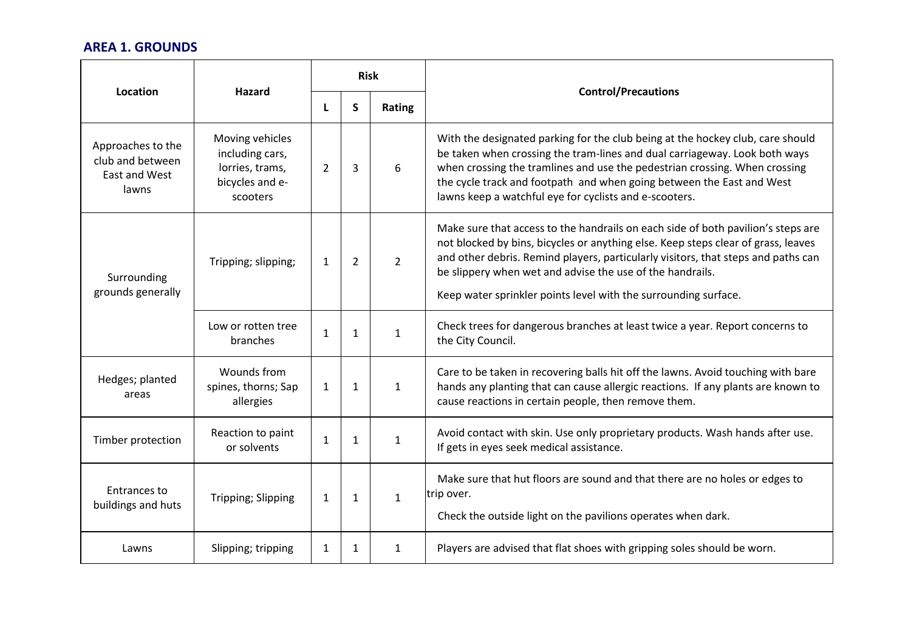## AREA 1. GROUNDS

| Location | Hazard | Risk | | | Control/Precautions |
|---|---|---|---|---|---|
| | | L | S | Rating | |
| Approaches to the club and between East and West lawns | Moving vehicles including cars, lorries, trams, bicycles and e-scooters | 2 | 3 | 6 | With the designated parking for the club being at the hockey club, care should be taken when crossing the tram-lines and dual carriageway. Look both ways when crossing the tramlines and use the pedestrian crossing. When crossing the cycle track and footpath and when going between the East and West lawns keep a watchful eye for cyclists and e-scooters. |
| Surrounding grounds generally | Tripping; slipping; | 1 | 2 | 2 | Make sure that access to the handrails on each side of both pavilion's steps are not blocked by bins, bicycles or anything else. Keep steps clear of grass, leaves and other debris. Remind players, particularly visitors, that steps and paths can be slippery when wet and advise the use of the handrails. Keep water sprinkler points level with the surrounding surface. |
| | Low or rotten tree branches | 1 | 1 | 1 | Check trees for dangerous branches at least twice a year. Report concerns to the City Council. |
| Hedges; planted areas | Wounds from spines, thorns; Sap allergies | 1 | 1 | 1 | Care to be taken in recovering balls hit off the lawns. Avoid touching with bare hands any planting that can cause allergic reactions. If any plants are known to cause reactions in certain people, then remove them. |
| Timber protection | Reaction to paint or solvents | 1 | 1 | 1 | Avoid contact with skin. Use only proprietary products. Wash hands after use. If gets in eyes seek medical assistance. |
| Entrances to buildings and huts | Tripping; Slipping | 1 | 1 | 1 | Make sure that hut floors are sound and that there are no holes or edges to trip over. Check the outside light on the pavilions operates when dark. |
| Lawns | Slipping; tripping | 1 | 1 | 1 | Players are advised that flat shoes with gripping soles should be worn. |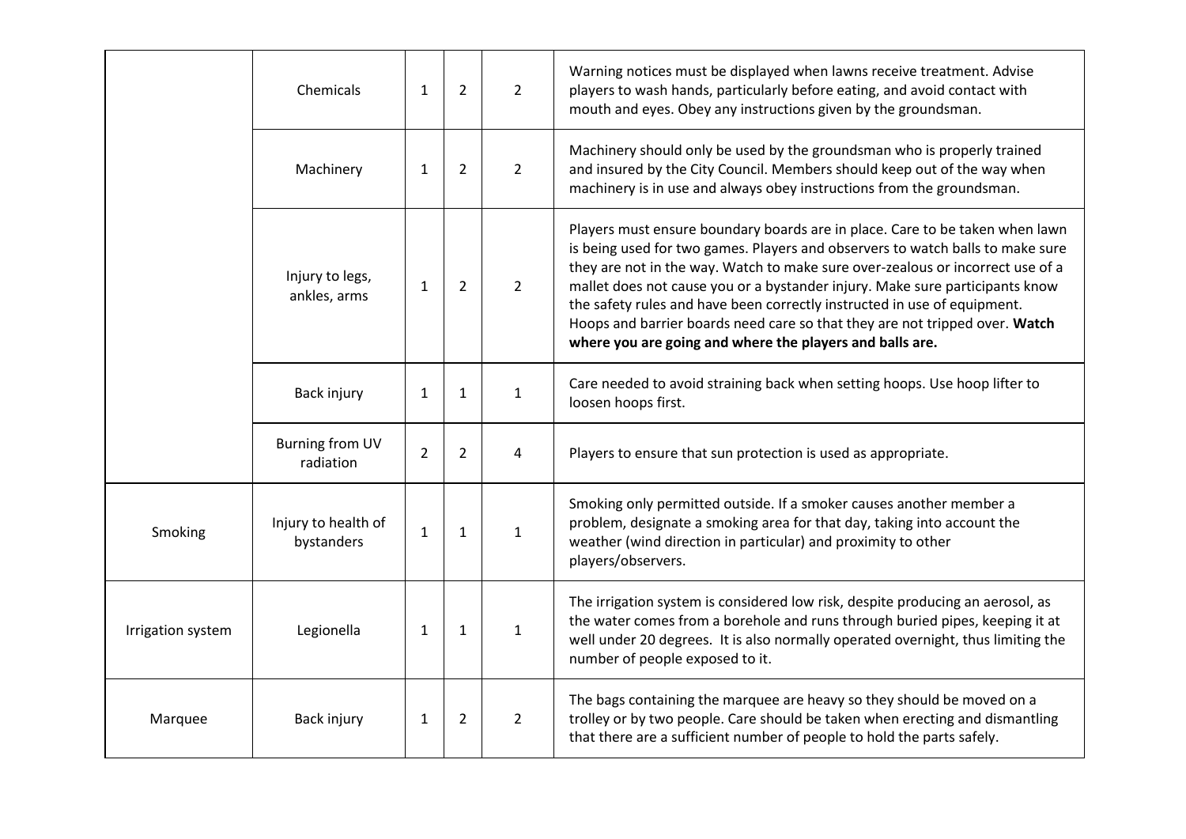| | | | | | |
|---|---|---|---|---|---|
| | Chemicals | 1 | 2 | 2 | Warning notices must be displayed when lawns receive treatment. Advise players to wash hands, particularly before eating, and avoid contact with mouth and eyes. Obey any instructions given by the groundsman. |
| | Machinery | 1 | 2 | 2 | Machinery should only be used by the groundsman who is properly trained and insured by the City Council. Members should keep out of the way when machinery is in use and always obey instructions from the groundsman. |
| | Injury to legs, ankles, arms | 1 | 2 | 2 | Players must ensure boundary boards are in place. Care to be taken when lawn is being used for two games. Players and observers to watch balls to make sure they are not in the way. Watch to make sure over-zealous or incorrect use of a mallet does not cause you or a bystander injury. Make sure participants know the safety rules and have been correctly instructed in use of equipment. Hoops and barrier boards need care so that they are not tripped over. **Watch where you are going and where the players and balls are.** |
| | Back injury | 1 | 1 | 1 | Care needed to avoid straining back when setting hoops. Use hoop lifter to loosen hoops first. |
| | Burning from UV radiation | 2 | 2 | 4 | Players to ensure that sun protection is used as appropriate. |
| Smoking | Injury to health of bystanders | 1 | 1 | 1 | Smoking only permitted outside. If a smoker causes another member a problem, designate a smoking area for that day, taking into account the weather (wind direction in particular) and proximity to other players/observers. |
| Irrigation system | Legionella | 1 | 1 | 1 | The irrigation system is considered low risk, despite producing an aerosol, as the water comes from a borehole and runs through buried pipes, keeping it at well under 20 degrees. It is also normally operated overnight, thus limiting the number of people exposed to it. |
| Marquee | Back injury | 1 | 2 | 2 | The bags containing the marquee are heavy so they should be moved on a trolley or by two people. Care should be taken when erecting and dismantling that there are a sufficient number of people to hold the parts safely. |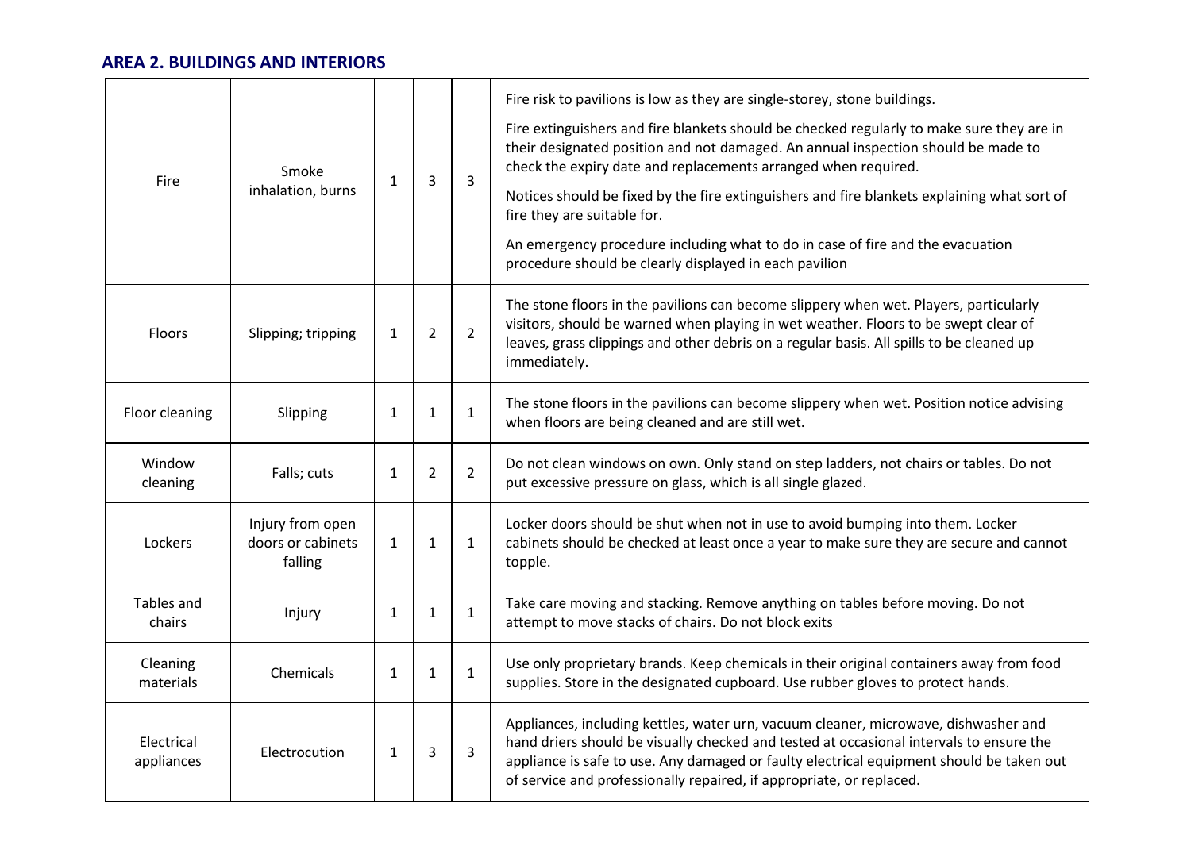## AREA 2. BUILDINGS AND INTERIORS

| | | | | | |
|---|---|---|---|---|---|
| Fire | Smoke inhalation, burns | 1 | 3 | 3 | Fire risk to pavilions is low as they are single-storey, stone buildings. Fire extinguishers and fire blankets should be checked regularly to make sure they are in their designated position and not damaged. An annual inspection should be made to check the expiry date and replacements arranged when required. Notices should be fixed by the fire extinguishers and fire blankets explaining what sort of fire they are suitable for. An emergency procedure including what to do in case of fire and the evacuation procedure should be clearly displayed in each pavilion |
| Floors | Slipping; tripping | 1 | 2 | 2 | The stone floors in the pavilions can become slippery when wet. Players, particularly visitors, should be warned when playing in wet weather. Floors to be swept clear of leaves, grass clippings and other debris on a regular basis. All spills to be cleaned up immediately. |
| Floor cleaning | Slipping | 1 | 1 | 1 | The stone floors in the pavilions can become slippery when wet. Position notice advising when floors are being cleaned and are still wet. |
| Window cleaning | Falls; cuts | 1 | 2 | 2 | Do not clean windows on own. Only stand on step ladders, not chairs or tables. Do not put excessive pressure on glass, which is all single glazed. |
| Lockers | Injury from open doors or cabinets falling | 1 | 1 | 1 | Locker doors should be shut when not in use to avoid bumping into them. Locker cabinets should be checked at least once a year to make sure they are secure and cannot topple. |
| Tables and chairs | Injury | 1 | 1 | 1 | Take care moving and stacking. Remove anything on tables before moving. Do not attempt to move stacks of chairs. Do not block exits |
| Cleaning materials | Chemicals | 1 | 1 | 1 | Use only proprietary brands. Keep chemicals in their original containers away from food supplies. Store in the designated cupboard. Use rubber gloves to protect hands. |
| Electrical appliances | Electrocution | 1 | 3 | 3 | Appliances, including kettles, water urn, vacuum cleaner, microwave, dishwasher and hand driers should be visually checked and tested at occasional intervals to ensure the appliance is safe to use. Any damaged or faulty electrical equipment should be taken out of service and professionally repaired, if appropriate, or replaced. |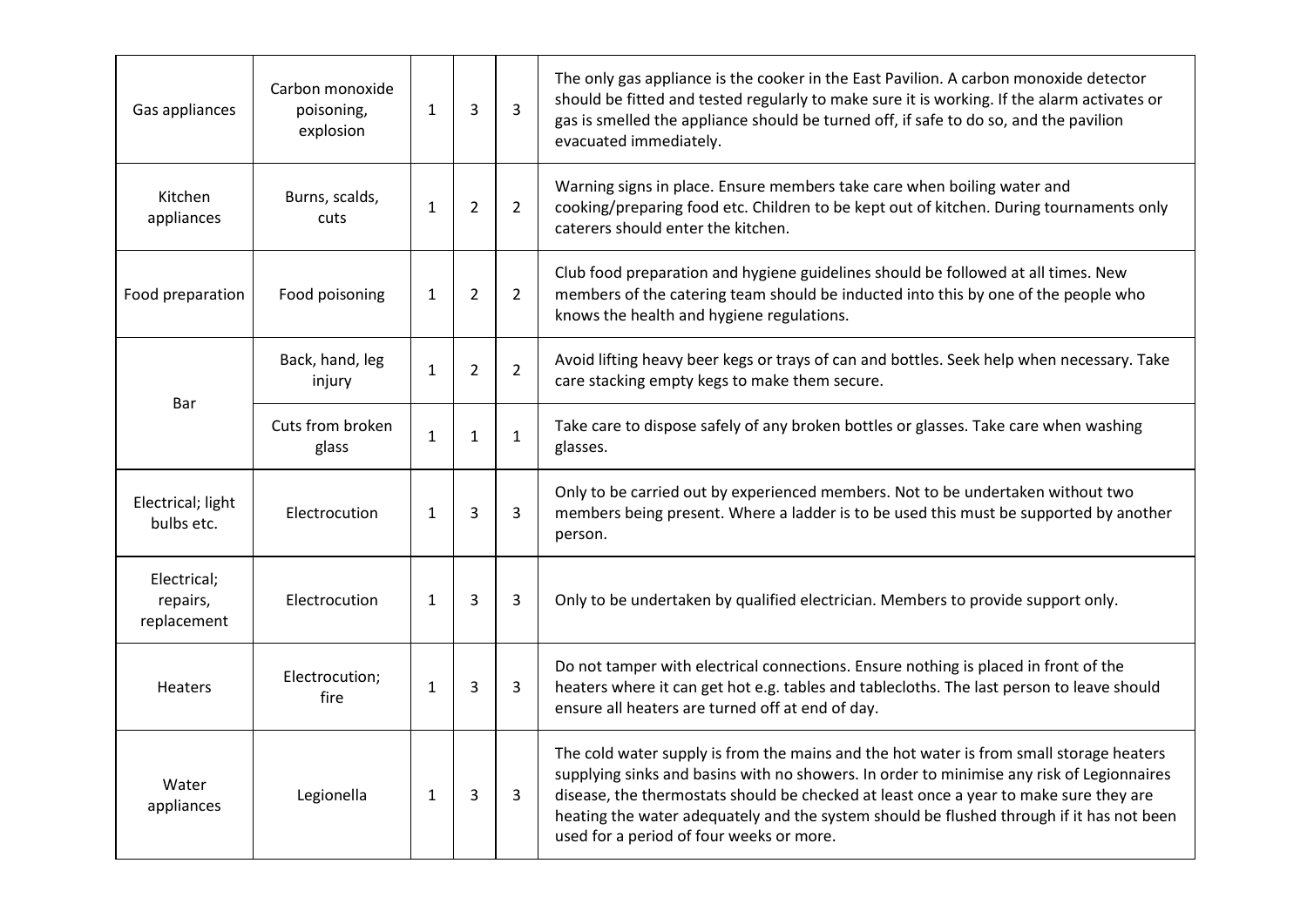| | | | | | |
|---|---|---|---|---|---|
| Gas appliances | Carbon monoxide poisoning, explosion | 1 | 3 | 3 | The only gas appliance is the cooker in the East Pavilion. A carbon monoxide detector should be fitted and tested regularly to make sure it is working. If the alarm activates or gas is smelled the appliance should be turned off, if safe to do so, and the pavilion evacuated immediately. |
| Kitchen appliances | Burns, scalds, cuts | 1 | 2 | 2 | Warning signs in place. Ensure members take care when boiling water and cooking/preparing food etc. Children to be kept out of kitchen. During tournaments only caterers should enter the kitchen. |
| Food preparation | Food poisoning | 1 | 2 | 2 | Club food preparation and hygiene guidelines should be followed at all times. New members of the catering team should be inducted into this by one of the people who knows the health and hygiene regulations. |
| Bar | Back, hand, leg injury | 1 | 2 | 2 | Avoid lifting heavy beer kegs or trays of can and bottles. Seek help when necessary. Take care stacking empty kegs to make them secure. |
| | Cuts from broken glass | 1 | 1 | 1 | Take care to dispose safely of any broken bottles or glasses. Take care when washing glasses. |
| Electrical; light bulbs etc. | Electrocution | 1 | 3 | 3 | Only to be carried out by experienced members. Not to be undertaken without two members being present. Where a ladder is to be used this must be supported by another person. |
| Electrical; repairs, replacement | Electrocution | 1 | 3 | 3 | Only to be undertaken by qualified electrician. Members to provide support only. |
| Heaters | Electrocution; fire | 1 | 3 | 3 | Do not tamper with electrical connections. Ensure nothing is placed in front of the heaters where it can get hot e.g. tables and tablecloths. The last person to leave should ensure all heaters are turned off at end of day. |
| Water appliances | Legionella | 1 | 3 | 3 | The cold water supply is from the mains and the hot water is from small storage heaters supplying sinks and basins with no showers. In order to minimise any risk of Legionnaires disease, the thermostats should be checked at least once a year to make sure they are heating the water adequately and the system should be flushed through if it has not been used for a period of four weeks or more. |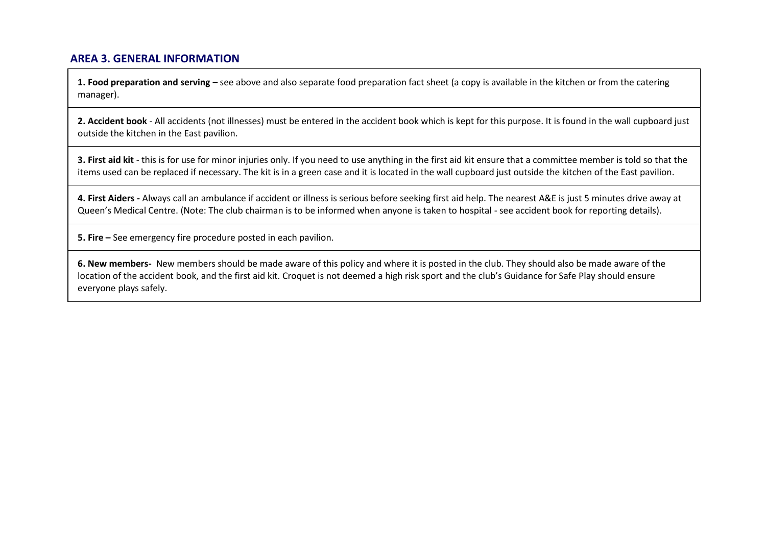## AREA 3. GENERAL INFORMATION

| |
|---|
| **1. Food preparation and serving** – see above and also separate food preparation fact sheet (a copy is available in the kitchen or from the catering manager). |
| **2. Accident book** - All accidents (not illnesses) must be entered in the accident book which is kept for this purpose. It is found in the wall cupboard just outside the kitchen in the East pavilion. |
| **3. First aid kit** - this is for use for minor injuries only. If you need to use anything in the first aid kit ensure that a committee member is told so that the items used can be replaced if necessary. The kit is in a green case and it is located in the wall cupboard just outside the kitchen of the East pavilion. |
| **4. First Aiders -** Always call an ambulance if accident or illness is serious before seeking first aid help. The nearest A&E is just 5 minutes drive away at Queen's Medical Centre. (Note: The club chairman is to be informed when anyone is taken to hospital - see accident book for reporting details). |
| **5. Fire –** See emergency fire procedure posted in each pavilion. |
| **6. New members-** New members should be made aware of this policy and where it is posted in the club. They should also be made aware of the location of the accident book, and the first aid kit. Croquet is not deemed a high risk sport and the club's Guidance for Safe Play should ensure everyone plays safely. |